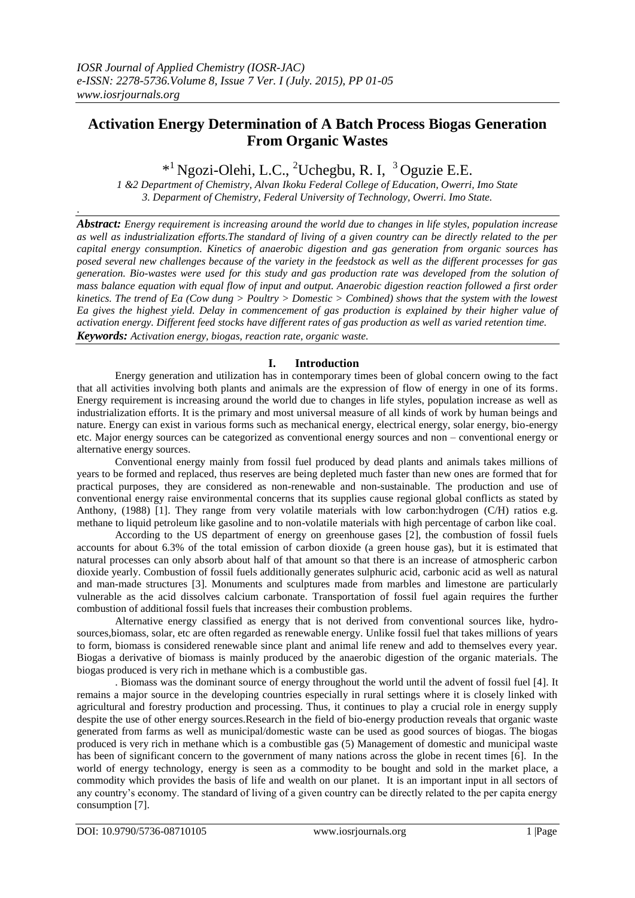# Activation Energy Determination of A Batch Process Biogas Generation From Organic Wastes

*[1] Ngozi-Olehi, L.C., [2]Uchegbu, R. I, [3] Oguzie E.E.

*1 &2 Department of Chemistry, Alvan Ikoku Federal College of Education, Owerri, Imo State*
*3. Deparment of Chemistry, Federal University of Technology, Owerri. Imo State.*

***Abstract:*** *Energy requirement is increasing around the world due to changes in life styles, population increase as well as industrialization efforts.The standard of living of a given country can be directly related to the per capital energy consumption. Kinetics of anaerobic digestion and gas generation from organic sources has posed several new challenges because of the variety in the feedstock as well as the different processes for gas generation. Bio-wastes were used for this study and gas production rate was developed from the solution of mass balance equation with equal flow of input and output. Anaerobic digestion reaction followed a first order kinetics. The trend of Ea (Cow dung > Poultry > Domestic > Combined) shows that the system with the lowest Ea gives the highest yield. Delay in commencement of gas production is explained by their higher value of activation energy. Different feed stocks have different rates of gas production as well as varied retention time.*

***Keywords:*** *Activation energy, biogas, reaction rate, organic waste.*

## I. Introduction

Energy generation and utilization has in contemporary times been of global concern owing to the fact that all activities involving both plants and animals are the expression of flow of energy in one of its forms. Energy requirement is increasing around the world due to changes in life styles, population increase as well as industrialization efforts. It is the primary and most universal measure of all kinds of work by human beings and nature. Energy can exist in various forms such as mechanical energy, electrical energy, solar energy, bio-energy etc. Major energy sources can be categorized as conventional energy sources and non – conventional energy or alternative energy sources.

Conventional energy mainly from fossil fuel produced by dead plants and animals takes millions of years to be formed and replaced, thus reserves are being depleted much faster than new ones are formed that for practical purposes, they are considered as non-renewable and non-sustainable. The production and use of conventional energy raise environmental concerns that its supplies cause regional global conflicts as stated by Anthony, (1988) [1]. They range from very volatile materials with low carbon:hydrogen (C/H) ratios e.g. methane to liquid petroleum like gasoline and to non-volatile materials with high percentage of carbon like coal.

According to the US department of energy on greenhouse gases [2], the combustion of fossil fuels accounts for about 6.3% of the total emission of carbon dioxide (a green house gas), but it is estimated that natural processes can only absorb about half of that amount so that there is an increase of atmospheric carbon dioxide yearly. Combustion of fossil fuels additionally generates sulphuric acid, carbonic acid as well as natural and man-made structures [3]. Monuments and sculptures made from marbles and limestone are particularly vulnerable as the acid dissolves calcium carbonate. Transportation of fossil fuel again requires the further combustion of additional fossil fuels that increases their combustion problems.

Alternative energy classified as energy that is not derived from conventional sources like, hydro-sources,biomass, solar, etc are often regarded as renewable energy. Unlike fossil fuel that takes millions of years to form, biomass is considered renewable since plant and animal life renew and add to themselves every year. Biogas a derivative of biomass is mainly produced by the anaerobic digestion of the organic materials. The biogas produced is very rich in methane which is a combustible gas.

. Biomass was the dominant source of energy throughout the world until the advent of fossil fuel [4]. It remains a major source in the developing countries especially in rural settings where it is closely linked with agricultural and forestry production and processing. Thus, it continues to play a crucial role in energy supply despite the use of other energy sources.Research in the field of bio-energy production reveals that organic waste generated from farms as well as municipal/domestic waste can be used as good sources of biogas. The biogas produced is very rich in methane which is a combustible gas (5) Management of domestic and municipal waste has been of significant concern to the government of many nations across the globe in recent times [6]. In the world of energy technology, energy is seen as a commodity to be bought and sold in the market place, a commodity which provides the basis of life and wealth on our planet. It is an important input in all sectors of any country's economy. The standard of living of a given country can be directly related to the per capita energy consumption [7].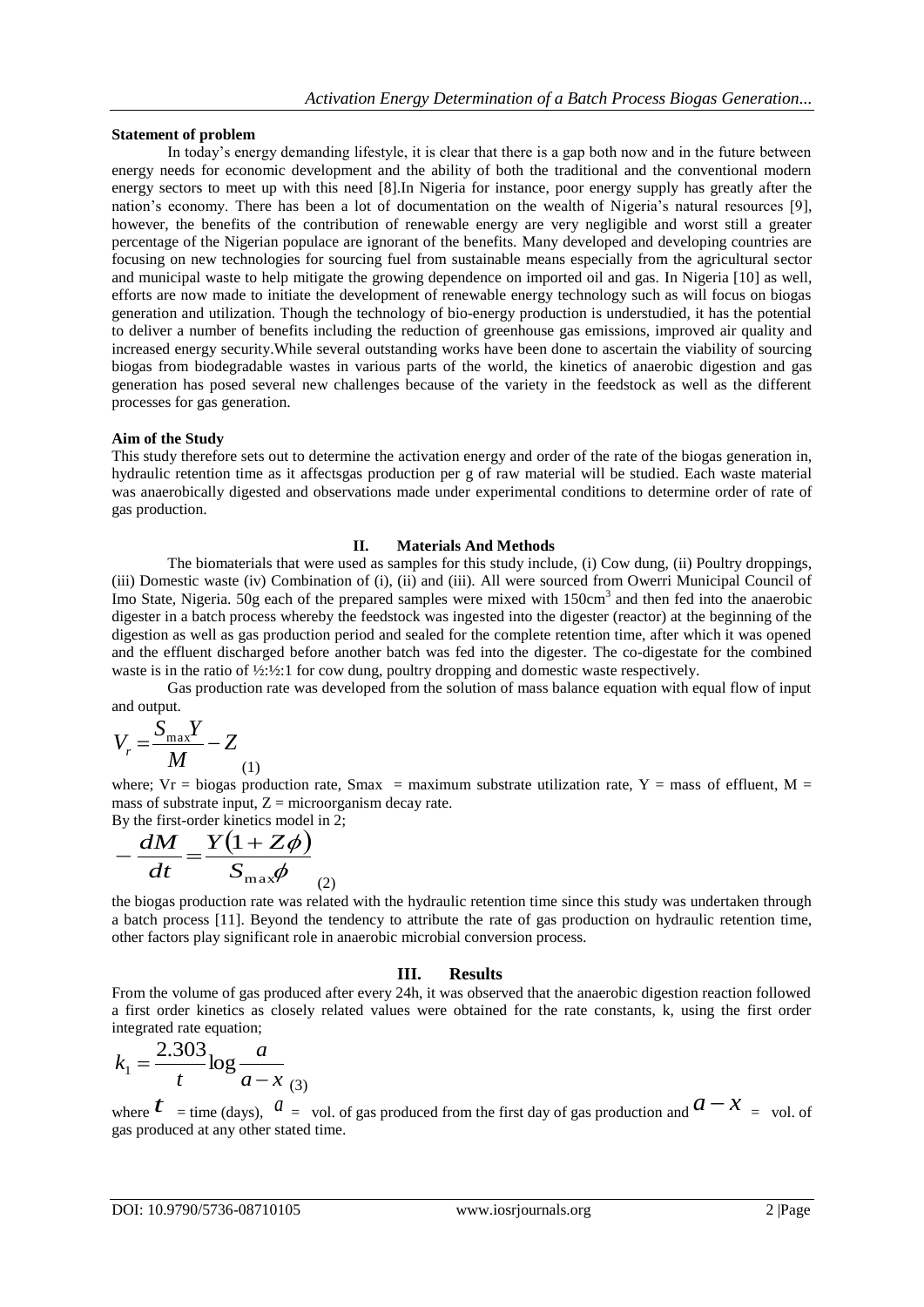**Statement of problem**

In today's energy demanding lifestyle, it is clear that there is a gap both now and in the future between energy needs for economic development and the ability of both the traditional and the conventional modern energy sectors to meet up with this need [8].In Nigeria for instance, poor energy supply has greatly after the nation's economy. There has been a lot of documentation on the wealth of Nigeria's natural resources [9], however, the benefits of the contribution of renewable energy are very negligible and worst still a greater percentage of the Nigerian populace are ignorant of the benefits. Many developed and developing countries are focusing on new technologies for sourcing fuel from sustainable means especially from the agricultural sector and municipal waste to help mitigate the growing dependence on imported oil and gas. In Nigeria [10] as well, efforts are now made to initiate the development of renewable energy technology such as will focus on biogas generation and utilization. Though the technology of bio-energy production is understudied, it has the potential to deliver a number of benefits including the reduction of greenhouse gas emissions, improved air quality and increased energy security.While several outstanding works have been done to ascertain the viability of sourcing biogas from biodegradable wastes in various parts of the world, the kinetics of anaerobic digestion and gas generation has posed several new challenges because of the variety in the feedstock as well as the different processes for gas generation.

**Aim of the Study**

This study therefore sets out to determine the activation energy and order of the rate of the biogas generation in, hydraulic retention time as it affectsgas production per g of raw material will be studied. Each waste material was anaerobically digested and observations made under experimental conditions to determine order of rate of gas production.

## II. Materials And Methods

The biomaterials that were used as samples for this study include, (i) Cow dung, (ii) Poultry droppings, (iii) Domestic waste (iv) Combination of (i), (ii) and (iii). All were sourced from Owerri Municipal Council of Imo State, Nigeria. 50g each of the prepared samples were mixed with 150cm$^3$ and then fed into the anaerobic digester in a batch process whereby the feedstock was ingested into the digester (reactor) at the beginning of the digestion as well as gas production period and sealed for the complete retention time, after which it was opened and the effluent discharged before another batch was fed into the digester. The co-digestate for the combined waste is in the ratio of ½:½:1 for cow dung, poultry dropping and domestic waste respectively.

Gas production rate was developed from the solution of mass balance equation with equal flow of input and output.

$$V_r = \frac{S_{\max} Y}{M} - Z \quad (1)$$

where; Vr = biogas production rate, Smax = maximum substrate utilization rate, Y = mass of effluent, M = mass of substrate input, Z = microorganism decay rate.

By the first-order kinetics model in 2;

$$-\frac{dM}{dt} = \frac{Y(1 + Z\phi)}{S_{\max}\phi} \quad (2)$$

the biogas production rate was related with the hydraulic retention time since this study was undertaken through a batch process [11]. Beyond the tendency to attribute the rate of gas production on hydraulic retention time, other factors play significant role in anaerobic microbial conversion process.

## III. Results

From the volume of gas produced after every 24h, it was observed that the anaerobic digestion reaction followed a first order kinetics as closely related values were obtained for the rate constants, k, using the first order integrated rate equation;

$$k_1 = \frac{2.303}{t}\log\frac{a}{a - x} \quad (3)$$

where $t$ = time (days), $a$ = vol. of gas produced from the first day of gas production and $a - x$ = vol. of gas produced at any other stated time.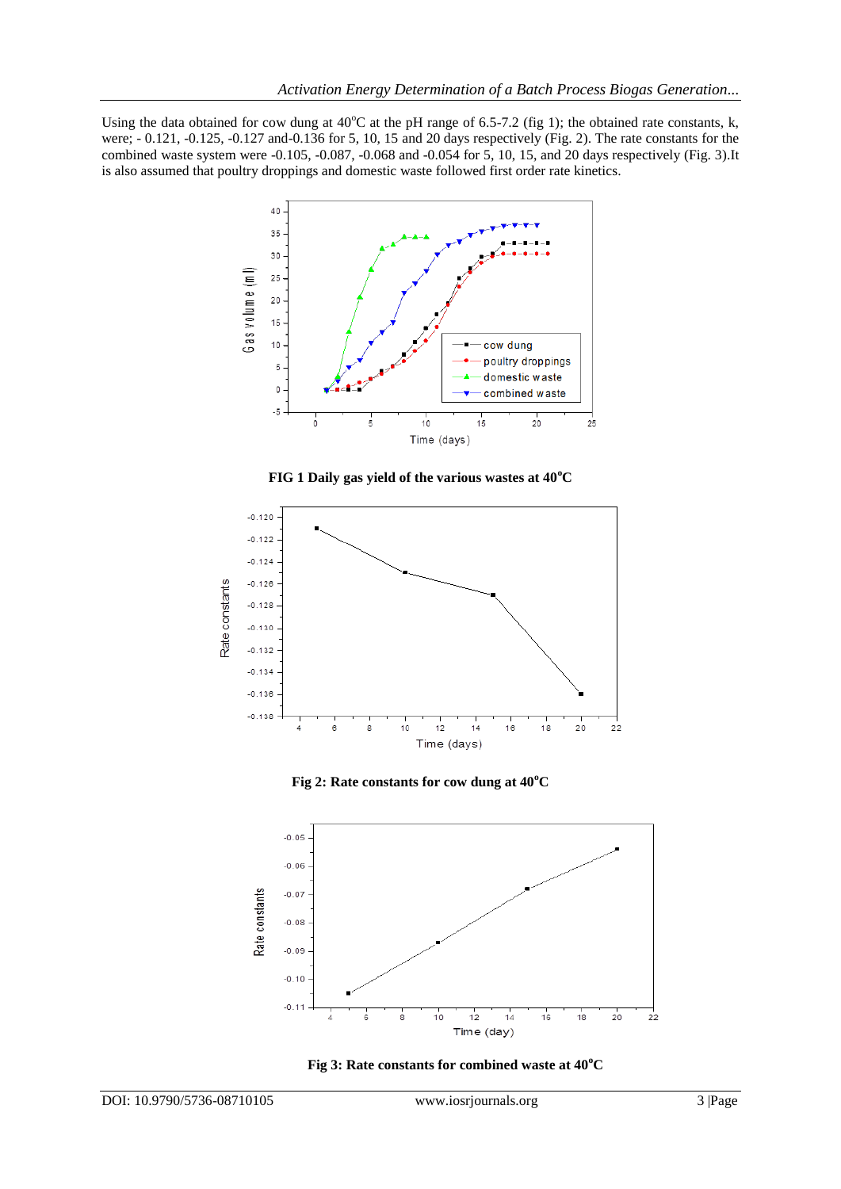Using the data obtained for cow dung at 40°C at the pH range of 6.5-7.2 (fig 1); the obtained rate constants, k, were; - 0.121, -0.125, -0.127 and-0.136 for 5, 10, 15 and 20 days respectively (Fig. 2). The rate constants for the combined waste system were -0.105, -0.087, -0.068 and -0.054 for 5, 10, 15, and 20 days respectively (Fig. 3).It is also assumed that poultry droppings and domestic waste followed first order rate kinetics.

**FIG 1 Daily gas yield of the various wastes at 40°C**

**Fig 2: Rate constants for cow dung at 40°C**

**Fig 3: Rate constants for combined waste at 40°C**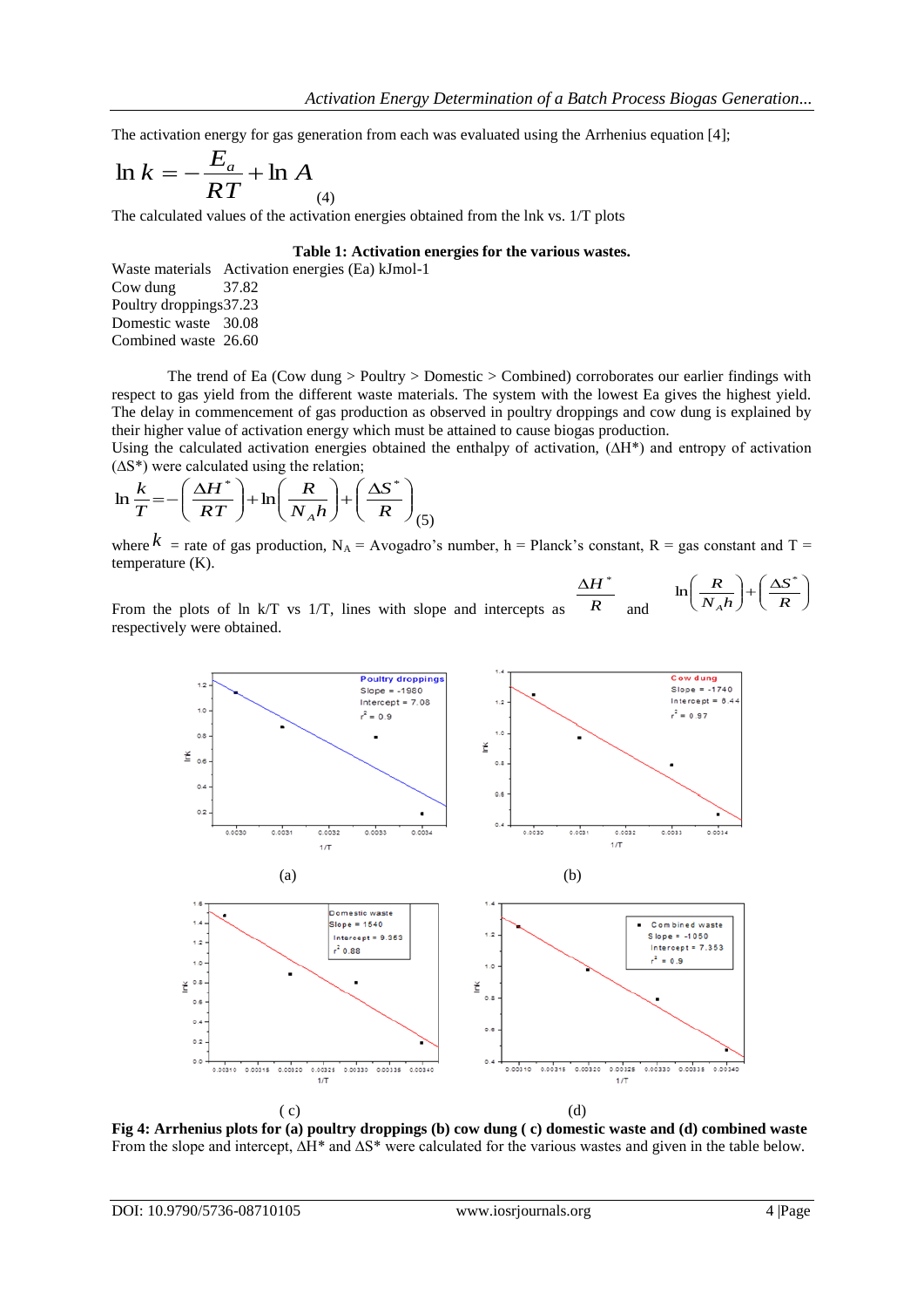The activation energy for gas generation from each was evaluated using the Arrhenius equation [4];

$$\ln k = -\frac{E_a}{RT} + \ln A \tag{4}$$

The calculated values of the activation energies obtained from the lnk vs. 1/T plots

**Table 1: Activation energies for the various wastes.**

| Waste materials | Activation energies (Ea) kJmol-1 |
|---|---|
| Cow dung | 37.82 |
| Poultry droppings | 37.23 |
| Domestic waste | 30.08 |
| Combined waste | 26.60 |

The trend of Ea (Cow dung > Poultry > Domestic > Combined) corroborates our earlier findings with respect to gas yield from the different waste materials. The system with the lowest Ea gives the highest yield. The delay in commencement of gas production as observed in poultry droppings and cow dung is explained by their higher value of activation energy which must be attained to cause biogas production.

Using the calculated activation energies obtained the enthalpy of activation, ($\Delta H^*$) and entropy of activation ($\Delta S^*$) were calculated using the relation;

$$\ln \frac{k}{T} = -\left(\frac{\Delta H^*}{RT}\right) + \ln\left(\frac{R}{N_A h}\right) + \left(\frac{\Delta S^*}{R}\right) \tag{5}$$

where $k$ = rate of gas production, $N_A$ = Avogadro's number, h = Planck's constant, R = gas constant and T = temperature (K).

From the plots of ln k/T vs 1/T, lines with slope and intercepts as $\frac{\Delta H^*}{R}$ and $\ln\left(\frac{R}{N_A h}\right) + \left(\frac{\Delta S^*}{R}\right)$ respectively were obtained.

**Fig 4: Arrhenius plots for (a) poultry droppings (b) cow dung ( c) domestic waste and (d) combined waste**

From the slope and intercept, $\Delta H^*$ and $\Delta S^*$ were calculated for the various wastes and given in the table below.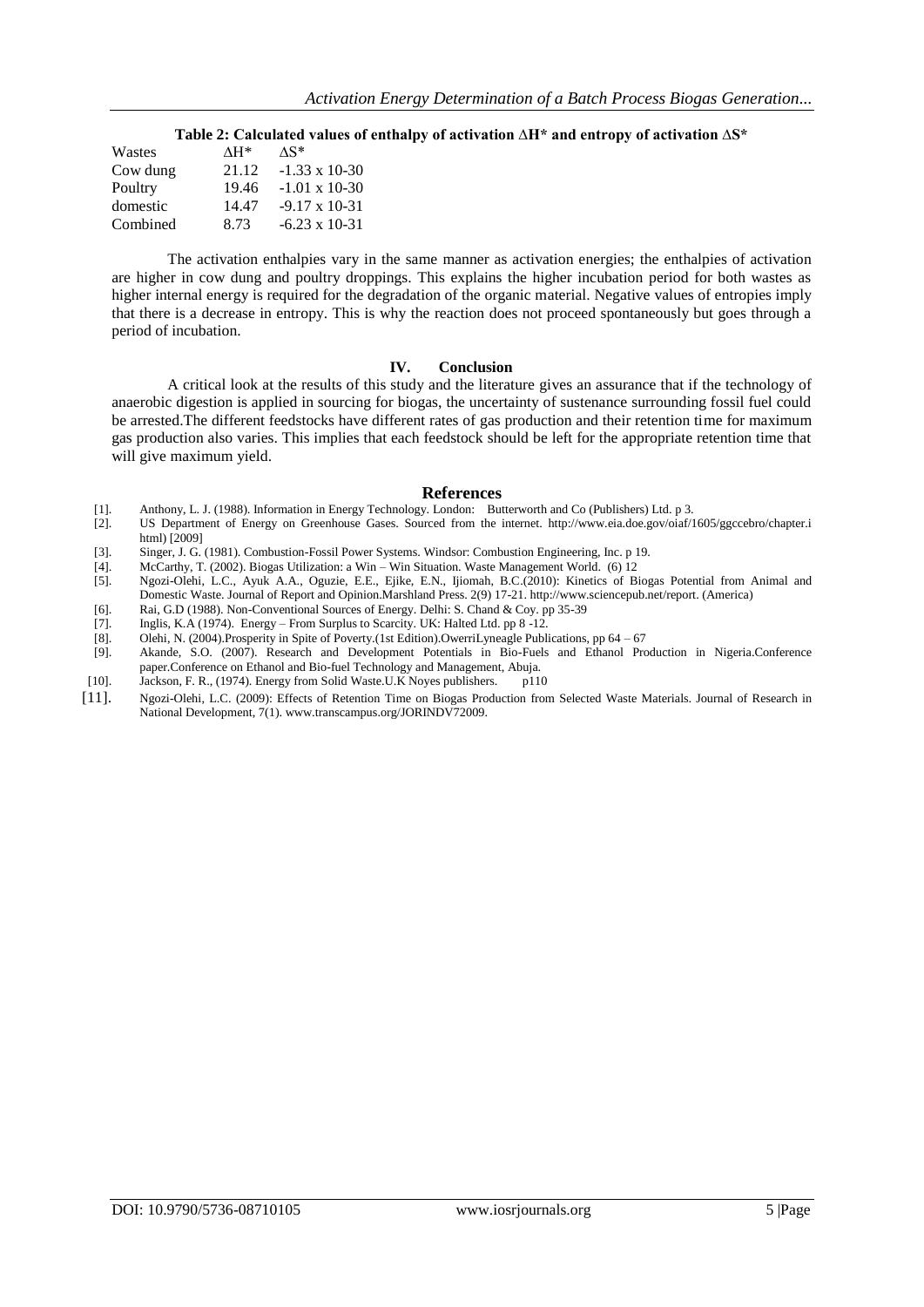**Table 2: Calculated values of enthalpy of activation ∆H* and entropy of activation ∆S***

| Wastes | ∆H* | ∆S* |
|---|---|---|
| Cow dung | 21.12 | -1.33 x 10-30 |
| Poultry | 19.46 | -1.01 x 10-30 |
| domestic | 14.47 | -9.17 x 10-31 |
| Combined | 8.73 | -6.23 x 10-31 |

The activation enthalpies vary in the same manner as activation energies; the enthalpies of activation are higher in cow dung and poultry droppings. This explains the higher incubation period for both wastes as higher internal energy is required for the degradation of the organic material. Negative values of entropies imply that there is a decrease in entropy. This is why the reaction does not proceed spontaneously but goes through a period of incubation.

## IV. Conclusion

A critical look at the results of this study and the literature gives an assurance that if the technology of anaerobic digestion is applied in sourcing for biogas, the uncertainty of sustenance surrounding fossil fuel could be arrested.The different feedstocks have different rates of gas production and their retention time for maximum gas production also varies. This implies that each feedstock should be left for the appropriate retention time that will give maximum yield.

## References

[1]. Anthony, L. J. (1988). Information in Energy Technology. London: Butterworth and Co (Publishers) Ltd. p 3.

[2]. US Department of Energy on Greenhouse Gases. Sourced from the internet. http://www.eia.doe.gov/oiaf/1605/ggccebro/chapter.i html) [2009]

[3]. Singer, J. G. (1981). Combustion-Fossil Power Systems. Windsor: Combustion Engineering, Inc. p 19.

[4]. McCarthy, T. (2002). Biogas Utilization: a Win – Win Situation. Waste Management World. (6) 12

[5]. Ngozi-Olehi, L.C., Ayuk A.A., Oguzie, E.E., Ejike, E.N., Ijiomah, B.C.(2010): Kinetics of Biogas Potential from Animal and Domestic Waste. Journal of Report and Opinion.Marshland Press. 2(9) 17-21. http://www.sciencepub.net/report. (America)

[6]. Rai, G.D (1988). Non-Conventional Sources of Energy. Delhi: S. Chand & Coy. pp 35-39

[7]. Inglis, K.A (1974). Energy – From Surplus to Scarcity. UK: Halted Ltd. pp 8 -12.

[8]. Olehi, N. (2004).Prosperity in Spite of Poverty.(1st Edition).OwerriLyneagle Publications, pp 64 – 67

[9]. Akande, S.O. (2007). Research and Development Potentials in Bio-Fuels and Ethanol Production in Nigeria.Conference paper.Conference on Ethanol and Bio-fuel Technology and Management, Abuja.

[10]. Jackson, F. R., (1974). Energy from Solid Waste.U.K Noyes publishers. p110

[11]. Ngozi-Olehi, L.C. (2009): Effects of Retention Time on Biogas Production from Selected Waste Materials. Journal of Research in National Development, 7(1). www.transcampus.org/JORINDV72009.